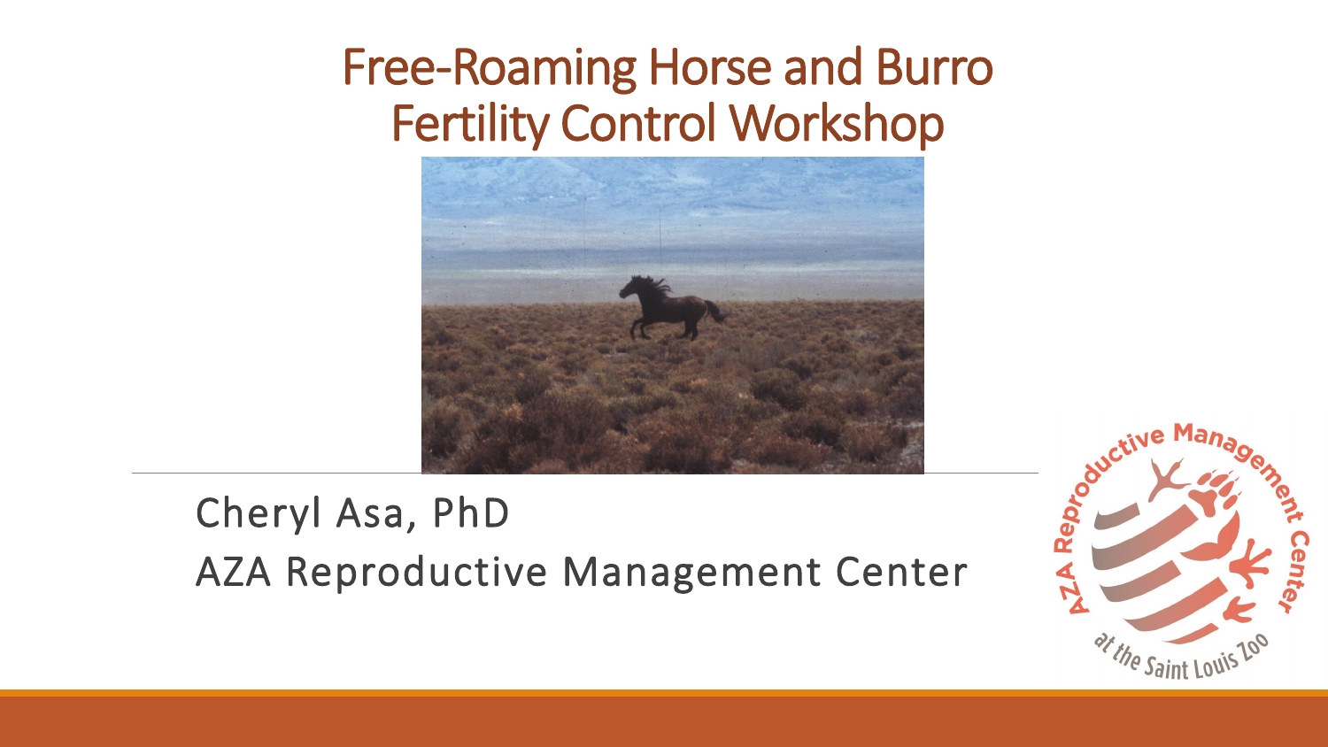# Free-Roaming Horse and Burro Fertility Control Workshop

Cheryl Asa, PhD

AZA Reproductive Management Center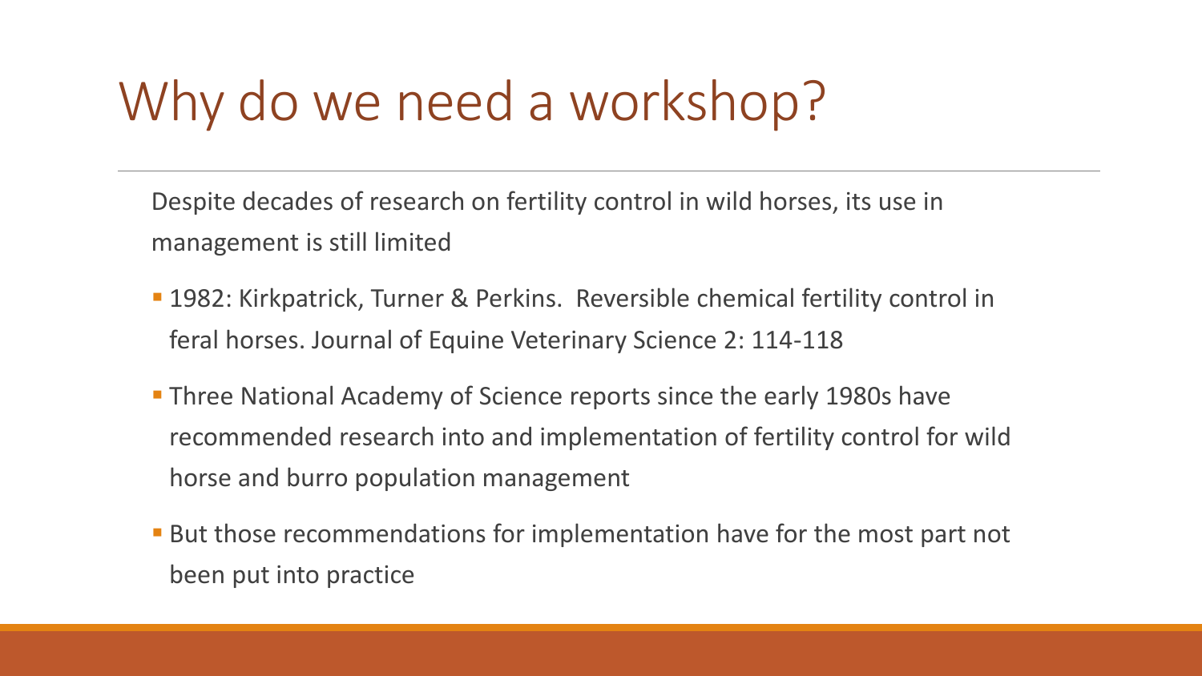# Why do we need a workshop?

Despite decades of research on fertility control in wild horses, its use in management is still limited

- 1982: Kirkpatrick, Turner & Perkins. Reversible chemical fertility control in feral horses. Journal of Equine Veterinary Science 2: 114-118
- Three National Academy of Science reports since the early 1980s have recommended research into and implementation of fertility control for wild horse and burro population management
- But those recommendations for implementation have for the most part not been put into practice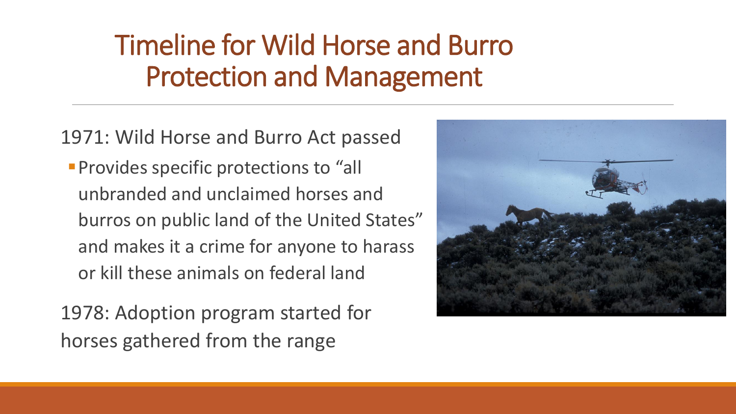# Timeline for Wild Horse and Burro Protection and Management

1971: Wild Horse and Burro Act passed

- Provides specific protections to "all unbranded and unclaimed horses and burros on public land of the United States" and makes it a crime for anyone to harass or kill these animals on federal land

1978: Adoption program started for horses gathered from the range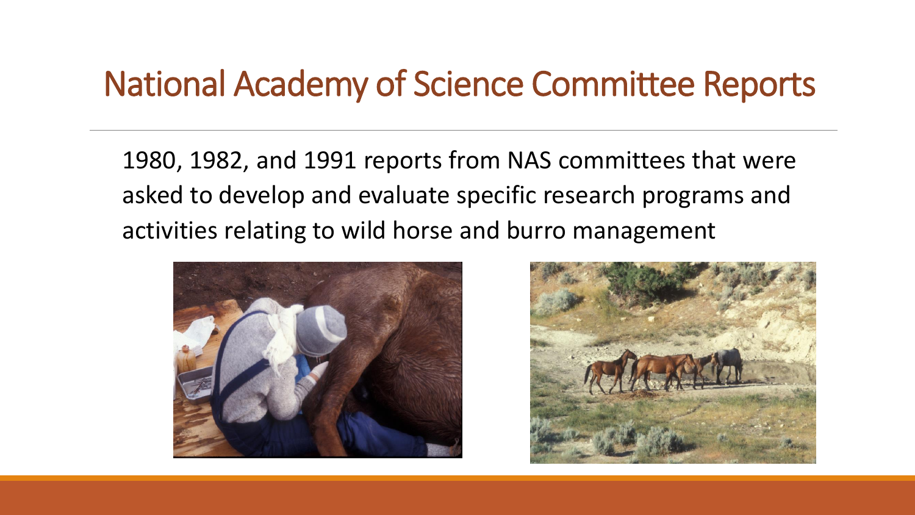# National Academy of Science Committee Reports

1980, 1982, and 1991 reports from NAS committees that were asked to develop and evaluate specific research programs and activities relating to wild horse and burro management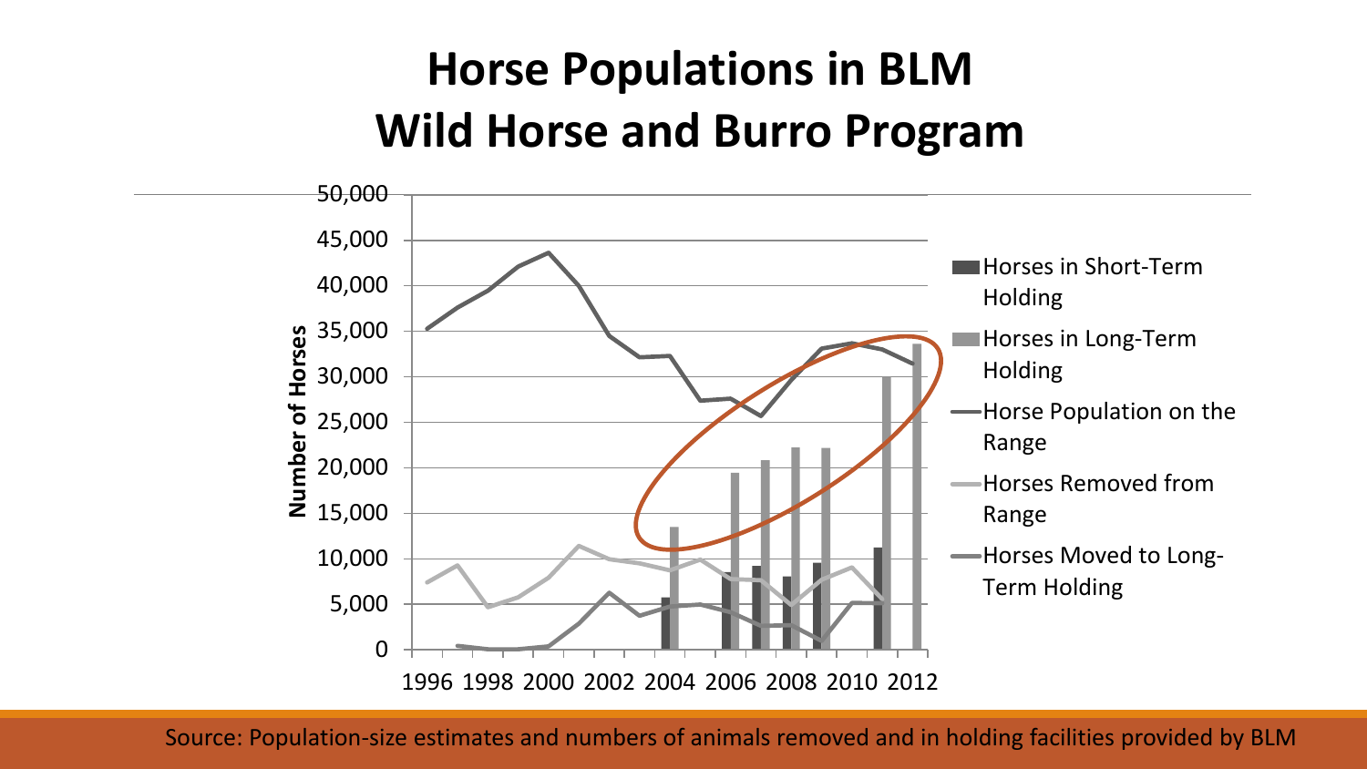# Horse Populations in BLM Wild Horse and Burro Program

Number of Horses

50,000
45,000
40,000
35,000
30,000
25,000
20,000
15,000
10,000
5,000
0

1996 1998 2000 2002 2004 2006 2008 2010 2012

- Horses in Short-Term Holding
- Horses in Long-Term Holding
- Horse Population on the Range
- Horses Removed from Range
- Horses Moved to Long-Term Holding

Source: Population-size estimates and numbers of animals removed and in holding facilities provided by BLM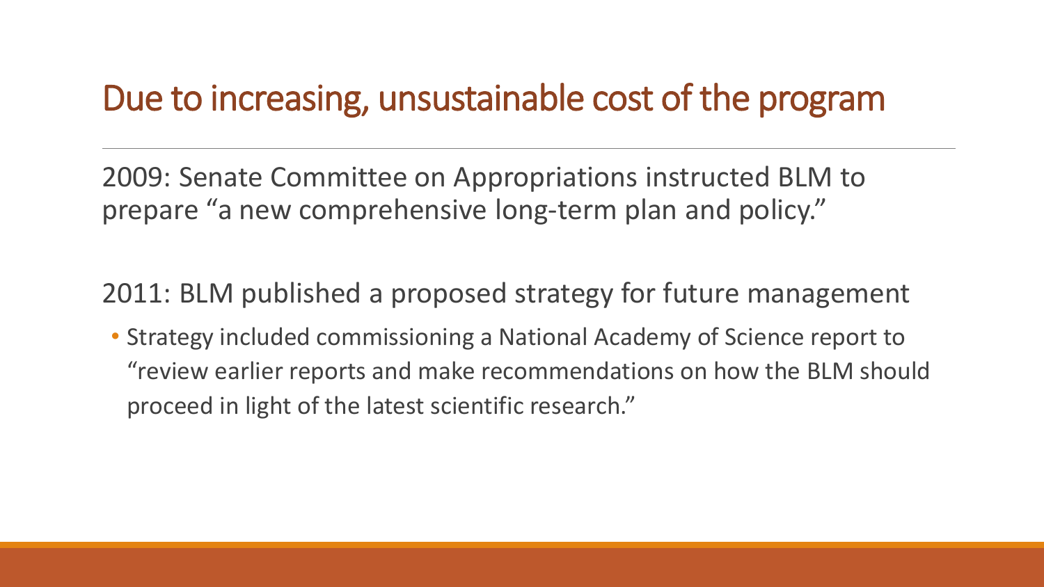# Due to increasing, unsustainable cost of the program

2009: Senate Committee on Appropriations instructed BLM to prepare "a new comprehensive long-term plan and policy."

2011: BLM published a proposed strategy for future management

- Strategy included commissioning a National Academy of Science report to "review earlier reports and make recommendations on how the BLM should proceed in light of the latest scientific research."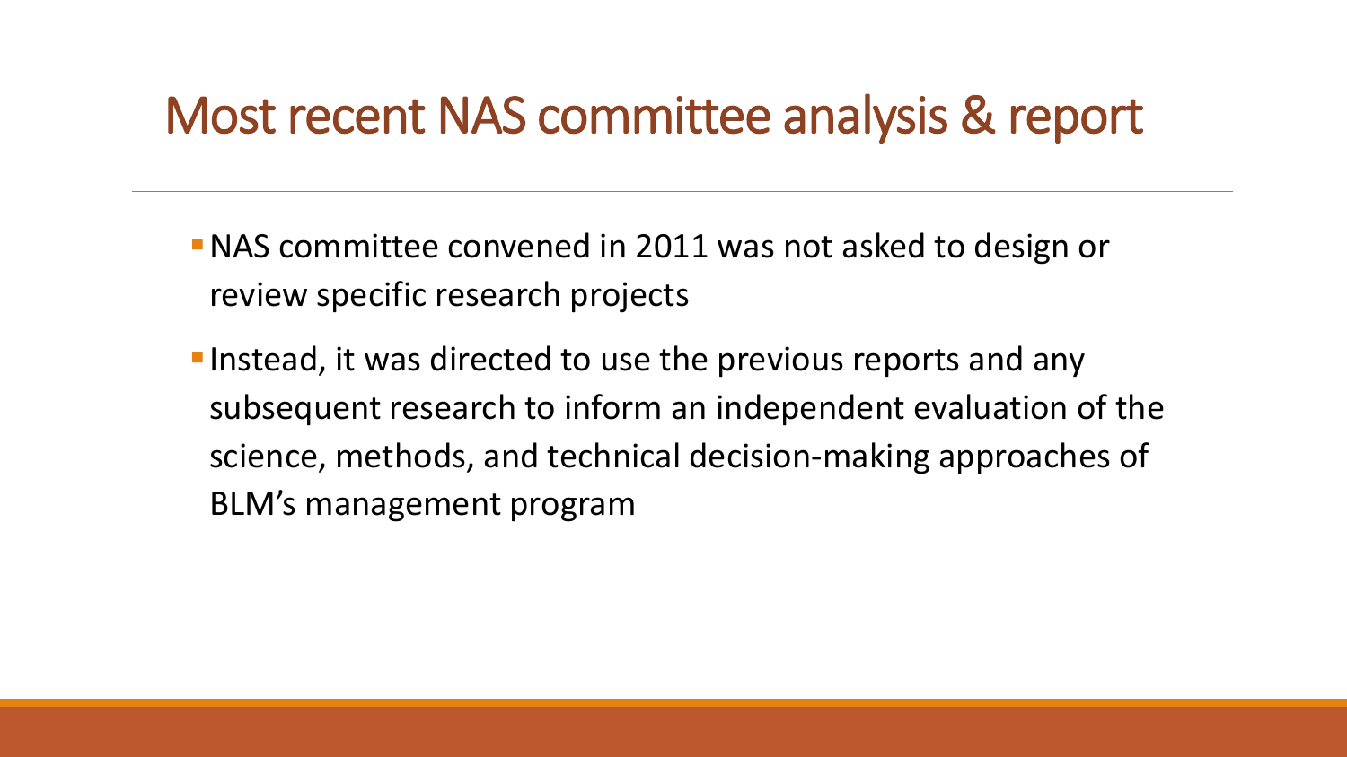# Most recent NAS committee analysis & report

- NAS committee convened in 2011 was not asked to design or review specific research projects
- Instead, it was directed to use the previous reports and any subsequent research to inform an independent evaluation of the science, methods, and technical decision-making approaches of BLM's management program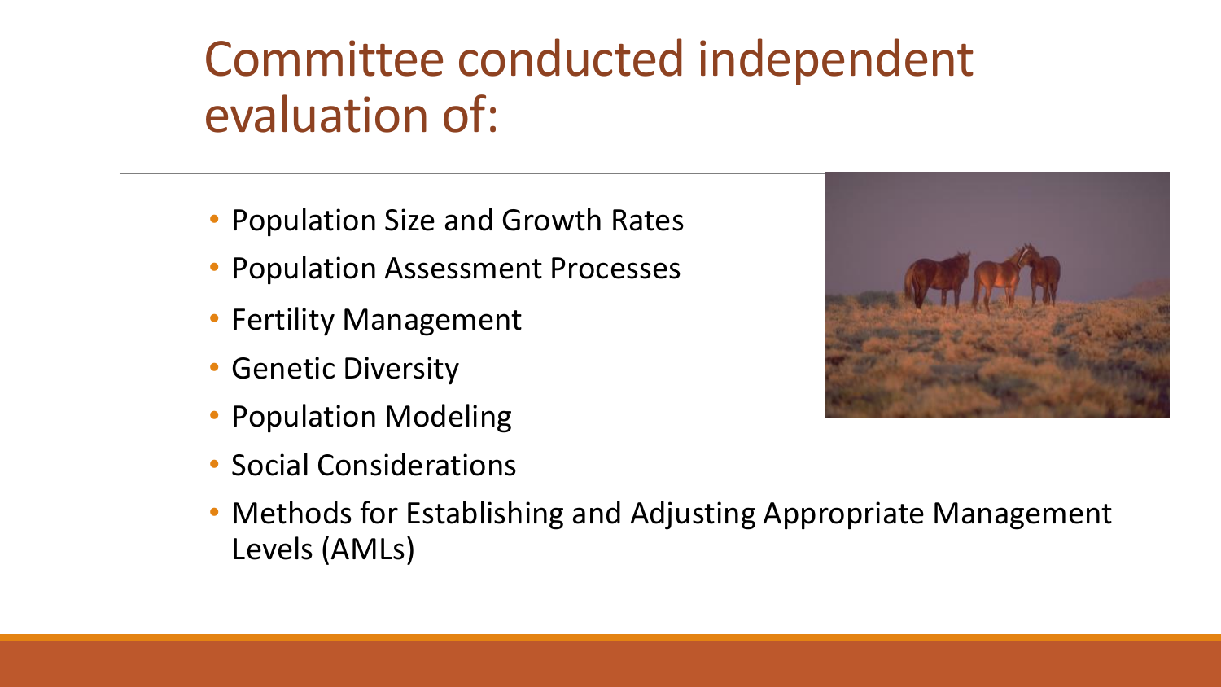# Committee conducted independent evaluation of:

- Population Size and Growth Rates
- Population Assessment Processes
- Fertility Management
- Genetic Diversity
- Population Modeling
- Social Considerations
- Methods for Establishing and Adjusting Appropriate Management Levels (AMLs)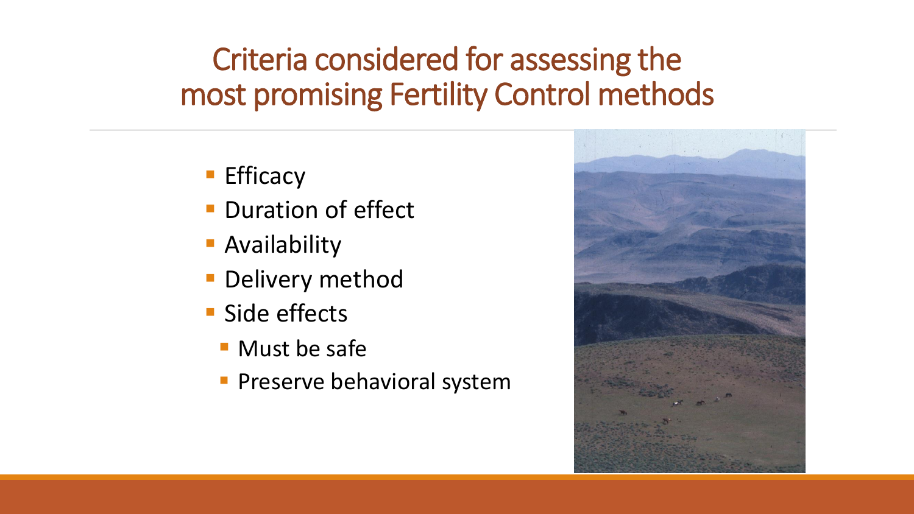# Criteria considered for assessing the most promising Fertility Control methods

- Efficacy
- Duration of effect
- Availability
- Delivery method
- Side effects
  - Must be safe
  - Preserve behavioral system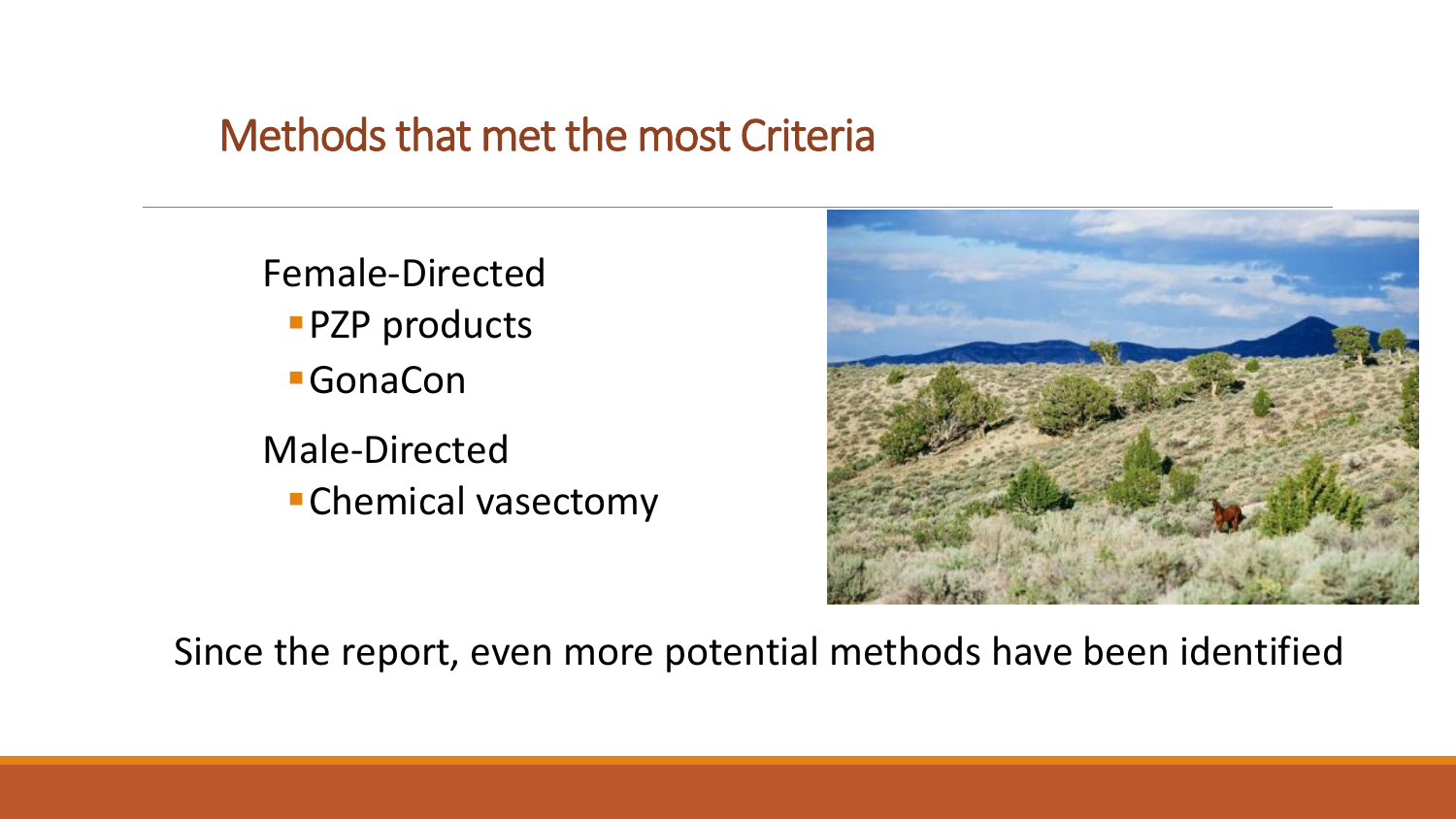## Methods that met the most Criteria

Female-Directed

- PZP products
- GonaCon

Male-Directed

- Chemical vasectomy

Since the report, even more potential methods have been identified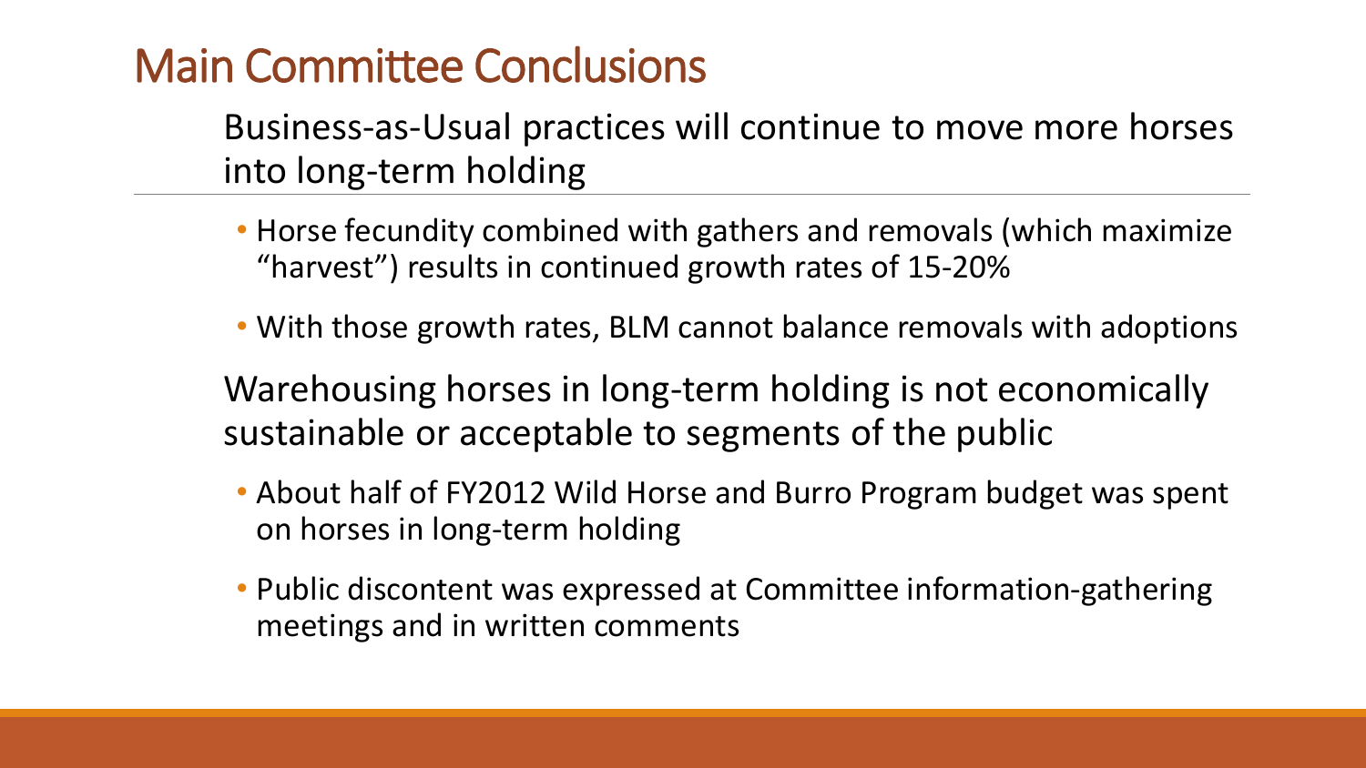# Main Committee Conclusions

Business-as-Usual practices will continue to move more horses into long-term holding

- Horse fecundity combined with gathers and removals (which maximize "harvest") results in continued growth rates of 15-20%
- With those growth rates, BLM cannot balance removals with adoptions

Warehousing horses in long-term holding is not economically sustainable or acceptable to segments of the public

- About half of FY2012 Wild Horse and Burro Program budget was spent on horses in long-term holding
- Public discontent was expressed at Committee information-gathering meetings and in written comments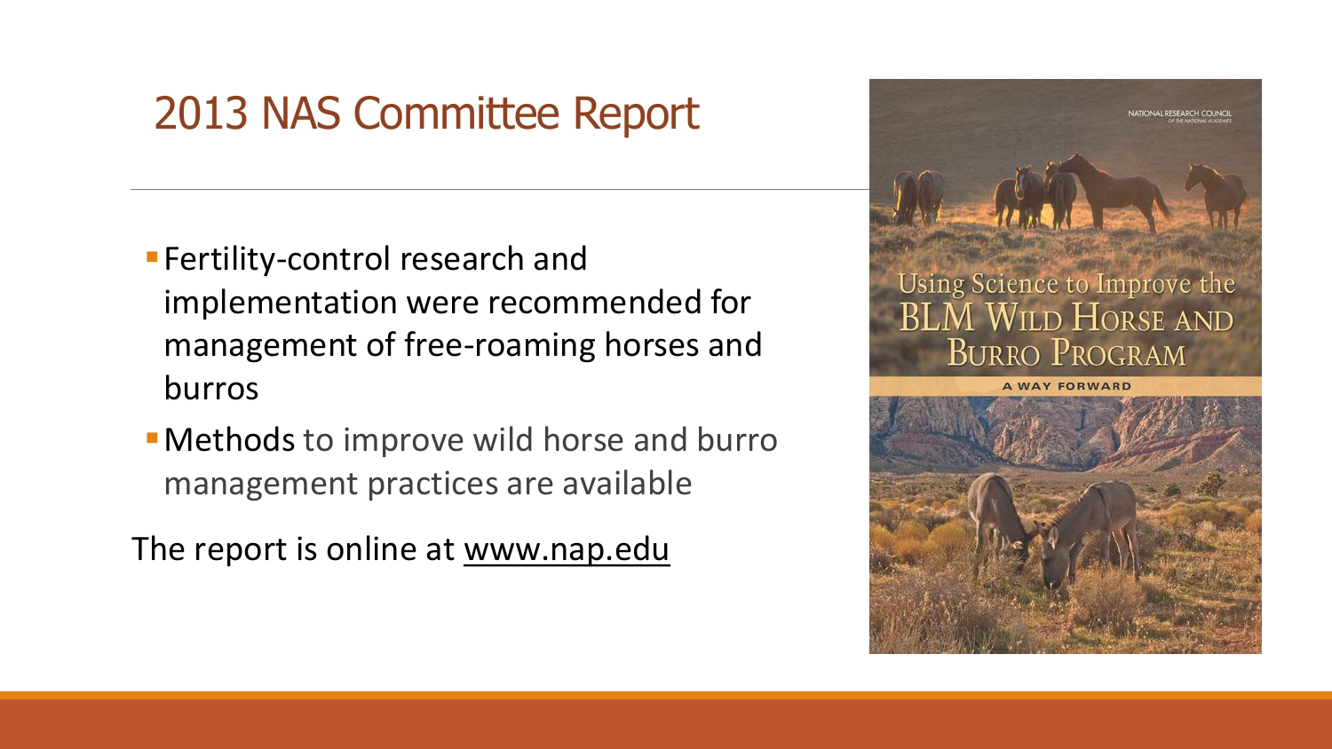# 2013 NAS Committee Report

- Fertility-control research and implementation were recommended for management of free-roaming horses and burros
- Methods to improve wild horse and burro management practices are available

The report is online at www.nap.edu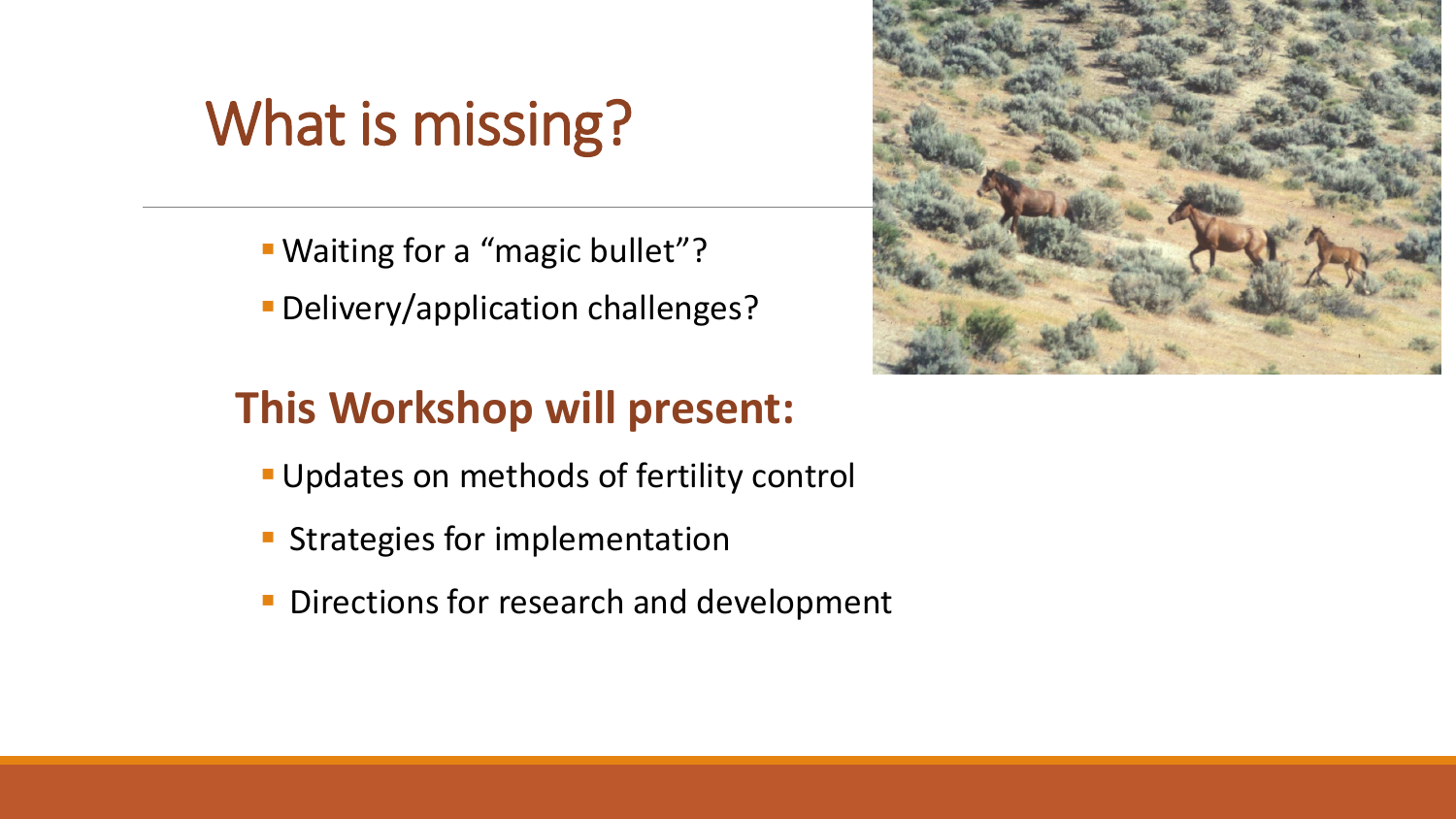# What is missing?

- Waiting for a "magic bullet"?
- Delivery/application challenges?

## This Workshop will present:

- Updates on methods of fertility control
- Strategies for implementation
- Directions for research and development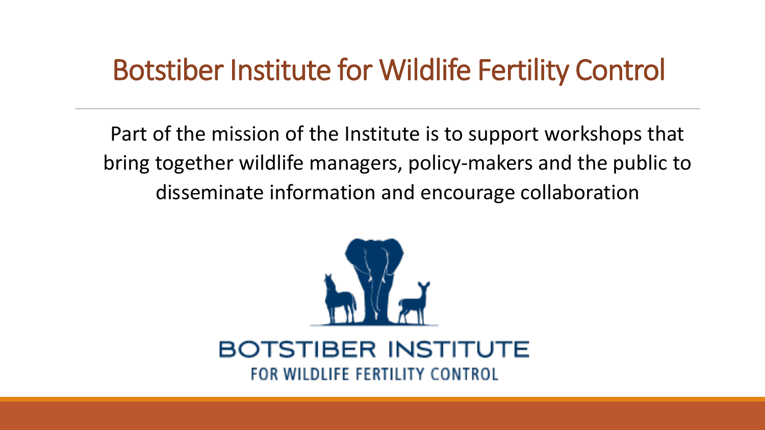# Botstiber Institute for Wildlife Fertility Control

Part of the mission of the Institute is to support workshops that bring together wildlife managers, policy-makers and the public to disseminate information and encourage collaboration

BOTSTIBER INSTITUTE
FOR WILDLIFE FERTILITY CONTROL